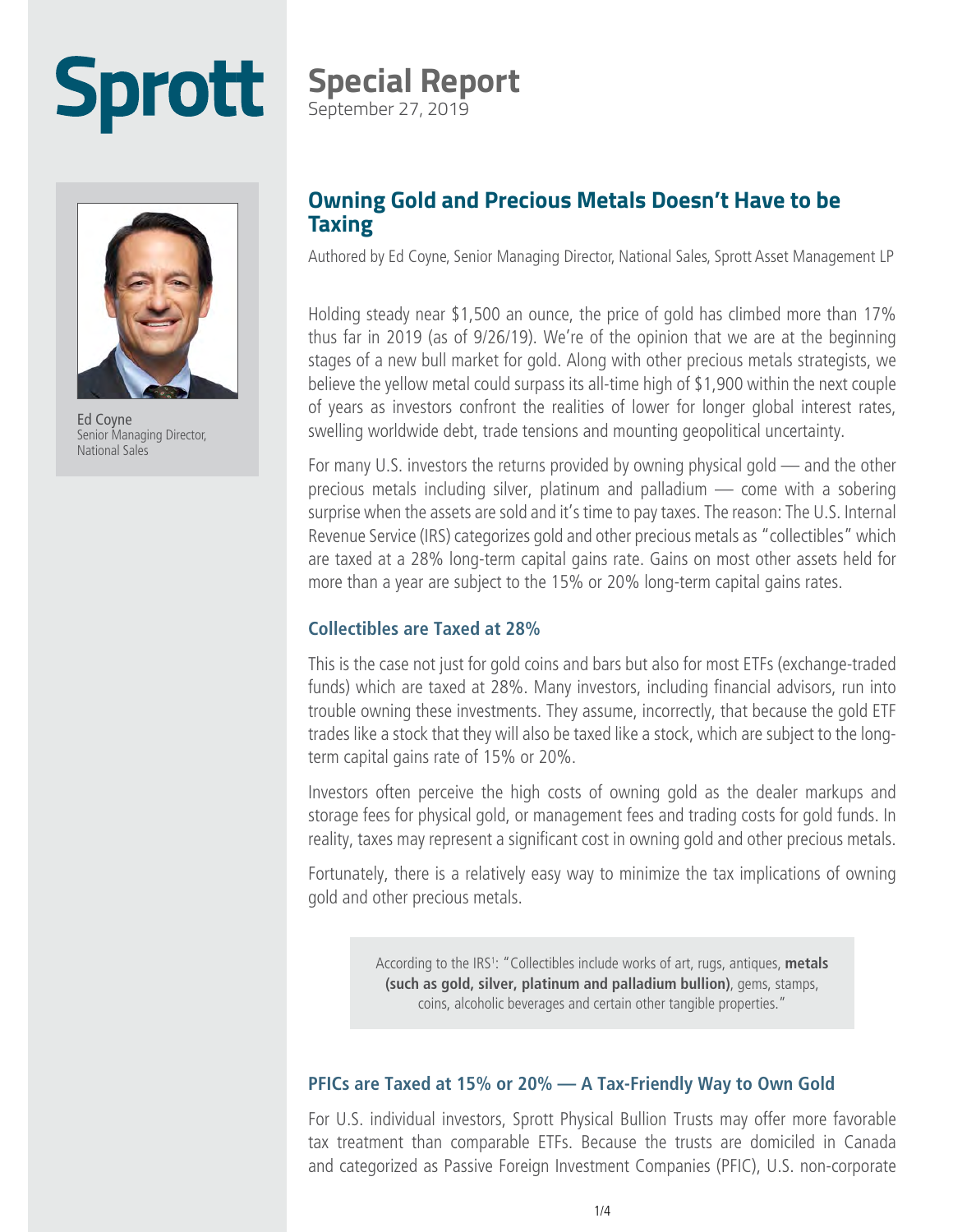Sprott

# Special Report

September 27, 2019

Ed Coyne
Senior Managing Director,
National Sales

## Owning Gold and Precious Metals Doesn't Have to be Taxing

Authored by Ed Coyne, Senior Managing Director, National Sales, Sprott Asset Management LP

Holding steady near $1,500 an ounce, the price of gold has climbed more than 17% thus far in 2019 (as of 9/26/19). We're of the opinion that we are at the beginning stages of a new bull market for gold. Along with other precious metals strategists, we believe the yellow metal could surpass its all-time high of $1,900 within the next couple of years as investors confront the realities of lower for longer global interest rates, swelling worldwide debt, trade tensions and mounting geopolitical uncertainty.

For many U.S. investors the returns provided by owning physical gold — and the other precious metals including silver, platinum and palladium — come with a sobering surprise when the assets are sold and it's time to pay taxes. The reason: The U.S. Internal Revenue Service (IRS) categorizes gold and other precious metals as "collectibles" which are taxed at a 28% long-term capital gains rate. Gains on most other assets held for more than a year are subject to the 15% or 20% long-term capital gains rates.

### Collectibles are Taxed at 28%

This is the case not just for gold coins and bars but also for most ETFs (exchange-traded funds) which are taxed at 28%. Many investors, including financial advisors, run into trouble owning these investments. They assume, incorrectly, that because the gold ETF trades like a stock that they will also be taxed like a stock, which are subject to the long-term capital gains rate of 15% or 20%.

Investors often perceive the high costs of owning gold as the dealer markups and storage fees for physical gold, or management fees and trading costs for gold funds. In reality, taxes may represent a significant cost in owning gold and other precious metals.

Fortunately, there is a relatively easy way to minimize the tax implications of owning gold and other precious metals.

> According to the IRS[1]: "Collectibles include works of art, rugs, antiques, **metals (such as gold, silver, platinum and palladium bullion)**, gems, stamps, coins, alcoholic beverages and certain other tangible properties."

### PFICs are Taxed at 15% or 20% — A Tax-Friendly Way to Own Gold

For U.S. individual investors, Sprott Physical Bullion Trusts may offer more favorable tax treatment than comparable ETFs. Because the trusts are domiciled in Canada and categorized as Passive Foreign Investment Companies (PFIC), U.S. non-corporate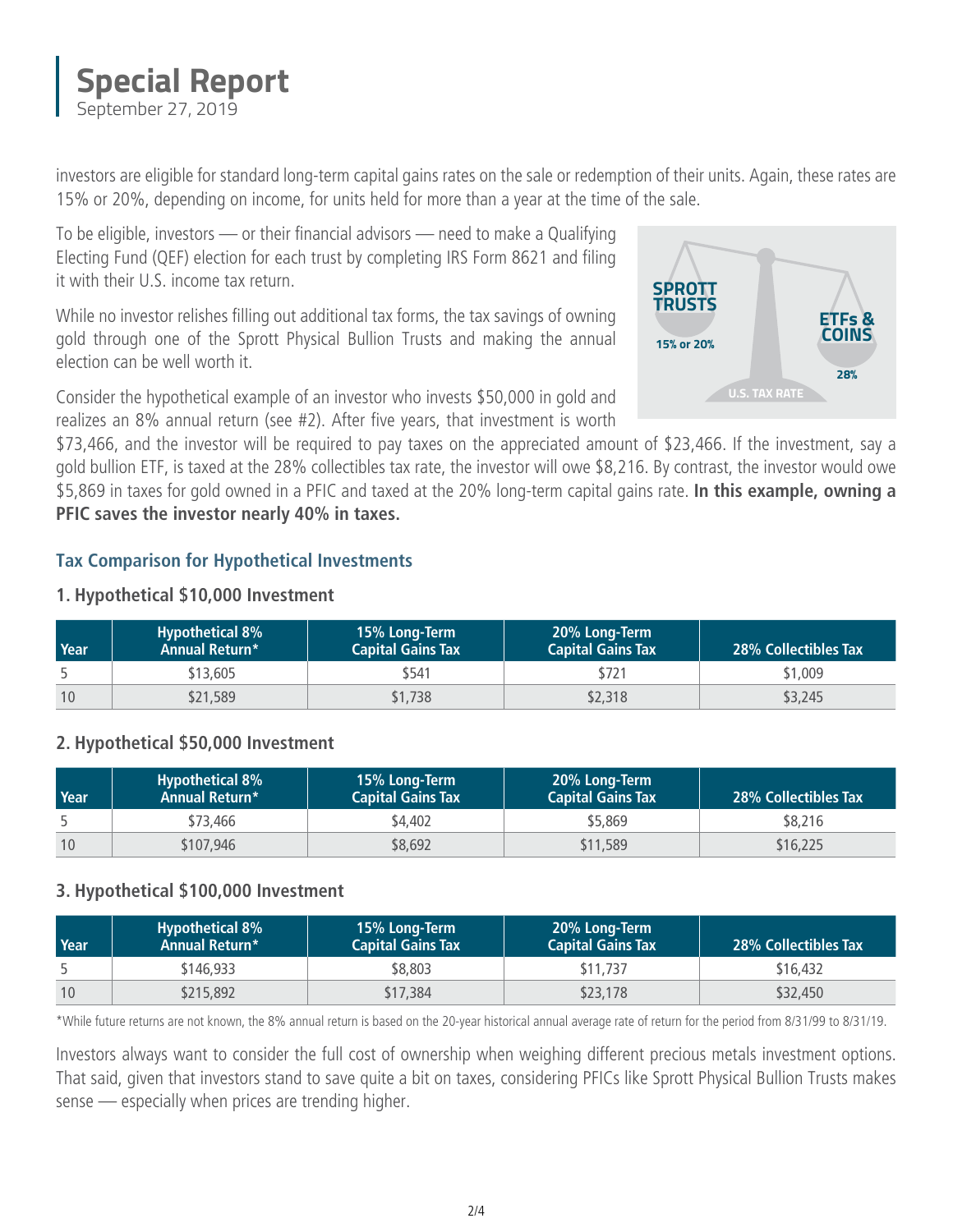investors are eligible for standard long-term capital gains rates on the sale or redemption of their units. Again, these rates are 15% or 20%, depending on income, for units held for more than a year at the time of the sale.

To be eligible, investors — or their financial advisors — need to make a Qualifying Electing Fund (QEF) election for each trust by completing IRS Form 8621 and filing it with their U.S. income tax return.

While no investor relishes filling out additional tax forms, the tax savings of owning gold through one of the Sprott Physical Bullion Trusts and making the annual election can be well worth it.

SPROTT TRUSTS 15% or 20% — ETFs & COINS 28% — U.S. TAX RATE

Consider the hypothetical example of an investor who invests $50,000 in gold and realizes an 8% annual return (see #2). After five years, that investment is worth $73,466, and the investor will be required to pay taxes on the appreciated amount of $23,466. If the investment, say a gold bullion ETF, is taxed at the 28% collectibles tax rate, the investor will owe $8,216. By contrast, the investor would owe $5,869 in taxes for gold owned in a PFIC and taxed at the 20% long-term capital gains rate. **In this example, owning a PFIC saves the investor nearly 40% in taxes.**

### Tax Comparison for Hypothetical Investments

#### 1. Hypothetical $10,000 Investment

| Year | Hypothetical 8% Annual Return* | 15% Long-Term Capital Gains Tax | 20% Long-Term Capital Gains Tax | 28% Collectibles Tax |
|---|---|---|---|---|
| 5 | $13,605 | $541 | $721 | $1,009 |
| 10 | $21,589 | $1,738 | $2,318 | $3,245 |

#### 2. Hypothetical $50,000 Investment

| Year | Hypothetical 8% Annual Return* | 15% Long-Term Capital Gains Tax | 20% Long-Term Capital Gains Tax | 28% Collectibles Tax |
|---|---|---|---|---|
| 5 | $73,466 | $4,402 | $5,869 | $8,216 |
| 10 | $107,946 | $8,692 | $11,589 | $16,225 |

#### 3. Hypothetical $100,000 Investment

| Year | Hypothetical 8% Annual Return* | 15% Long-Term Capital Gains Tax | 20% Long-Term Capital Gains Tax | 28% Collectibles Tax |
|---|---|---|---|---|
| 5 | $146,933 | $8,803 | $11,737 | $16,432 |
| 10 | $215,892 | $17,384 | $23,178 | $32,450 |

*While future returns are not known, the 8% annual return is based on the 20-year historical annual average rate of return for the period from 8/31/99 to 8/31/19.

Investors always want to consider the full cost of ownership when weighing different precious metals investment options. That said, given that investors stand to save quite a bit on taxes, considering PFICs like Sprott Physical Bullion Trusts makes sense — especially when prices are trending higher.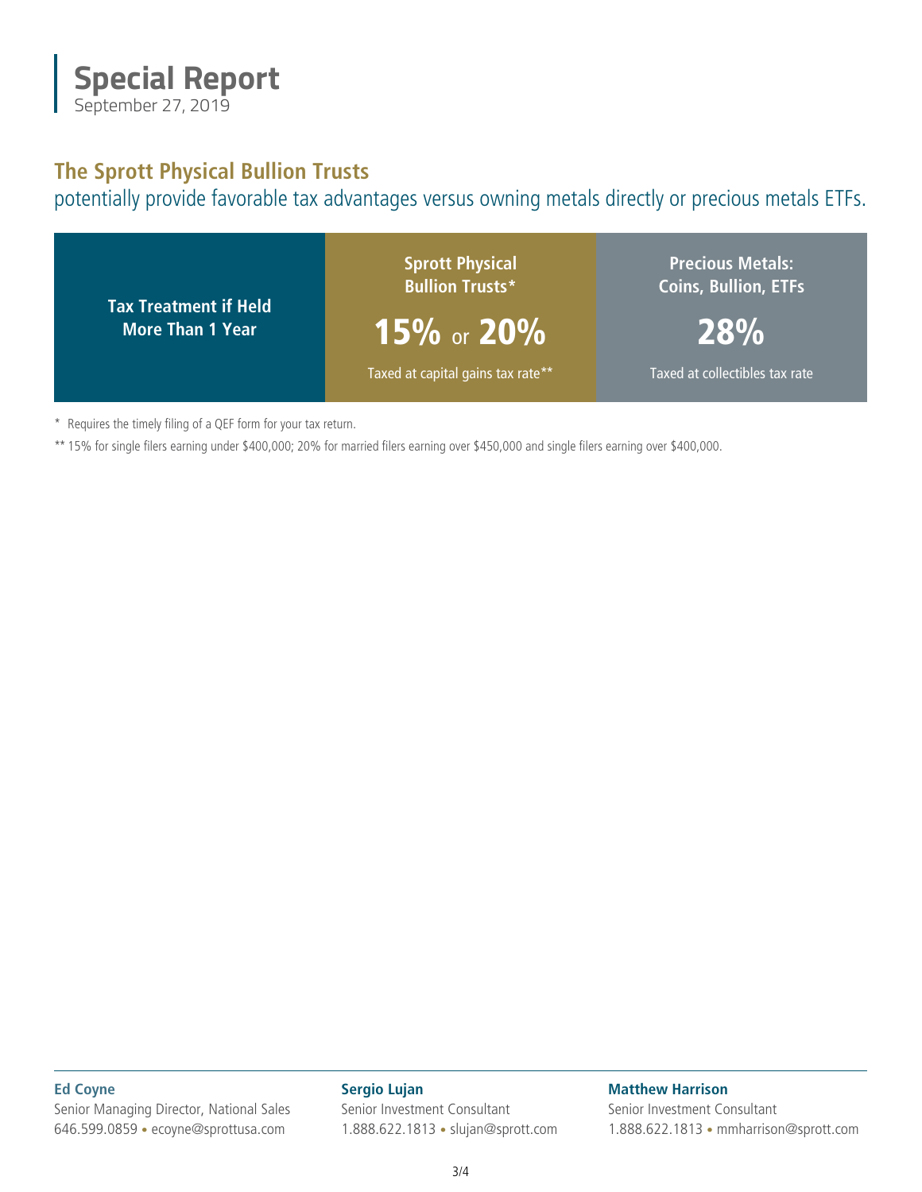# Special Report

September 27, 2019

## The Sprott Physical Bullion Trusts

potentially provide favorable tax advantages versus owning metals directly or precious metals ETFs.

| Tax Treatment if Held More Than 1 Year | Sprott Physical Bullion Trusts* | Precious Metals: Coins, Bullion, ETFs |
|---|---|---|
| | **15%** or **20%** | **28%** |
| | Taxed at capital gains tax rate** | Taxed at collectibles tax rate |

\* Requires the timely filing of a QEF form for your tax return.

** 15% for single filers earning under $400,000; 20% for married filers earning over $450,000 and single filers earning over $400,000.

**Ed Coyne**
Senior Managing Director, National Sales
646.599.0859 • ecoyne@sprottusa.com

**Sergio Lujan**
Senior Investment Consultant
1.888.622.1813 • slujan@sprott.com

**Matthew Harrison**
Senior Investment Consultant
1.888.622.1813 • mmharrison@sprott.com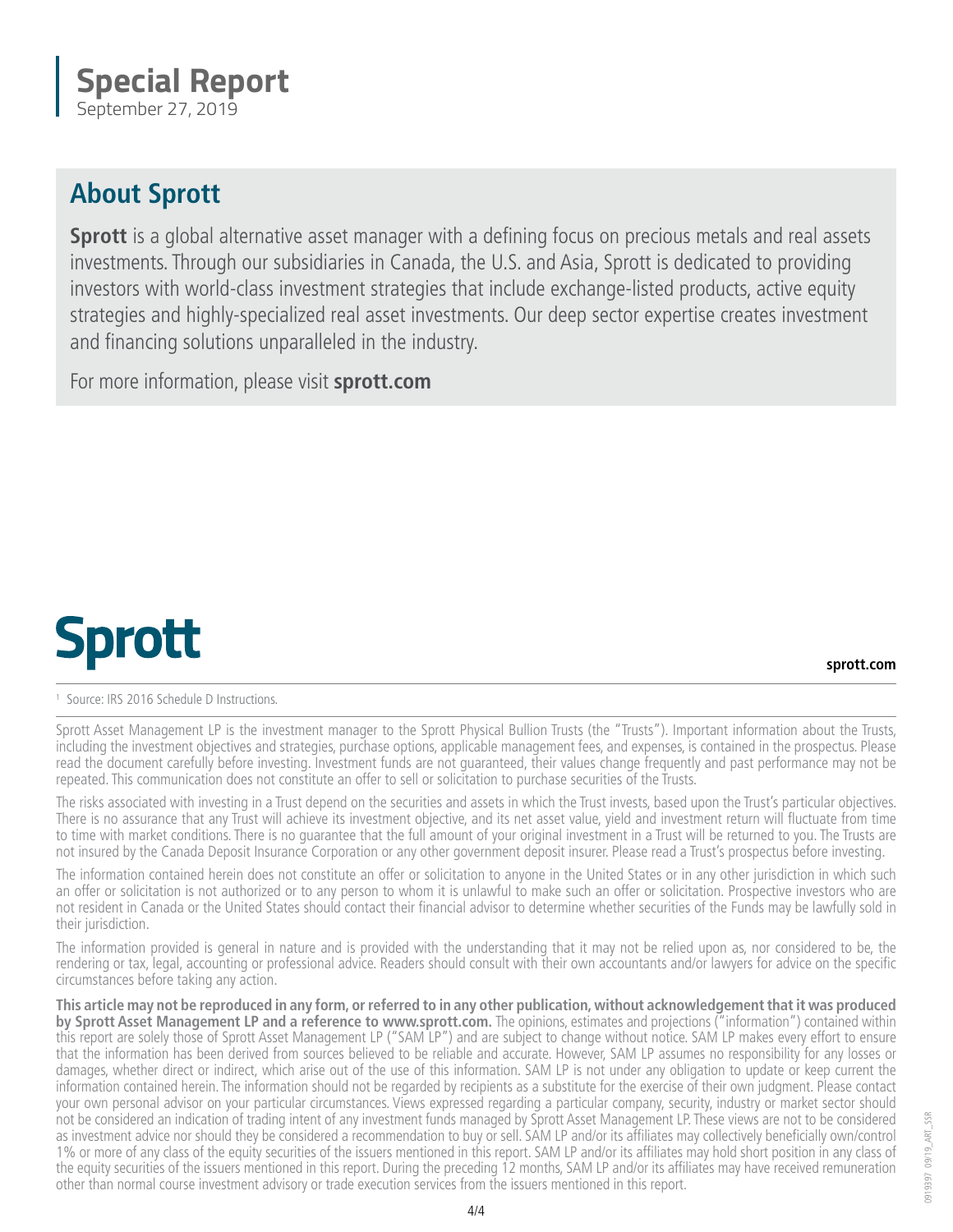## About Sprott

**Sprott** is a global alternative asset manager with a defining focus on precious metals and real assets investments. Through our subsidiaries in Canada, the U.S. and Asia, Sprott is dedicated to providing investors with world-class investment strategies that include exchange-listed products, active equity strategies and highly-specialized real asset investments. Our deep sector expertise creates investment and financing solutions unparalleled in the industry.

For more information, please visit **sprott.com**

[1] Source: IRS 2016 Schedule D Instructions.

Sprott Asset Management LP is the investment manager to the Sprott Physical Bullion Trusts (the "Trusts"). Important information about the Trusts, including the investment objectives and strategies, purchase options, applicable management fees, and expenses, is contained in the prospectus. Please read the document carefully before investing. Investment funds are not guaranteed, their values change frequently and past performance may not be repeated. This communication does not constitute an offer to sell or solicitation to purchase securities of the Trusts.

The risks associated with investing in a Trust depend on the securities and assets in which the Trust invests, based upon the Trust's particular objectives. There is no assurance that any Trust will achieve its investment objective, and its net asset value, yield and investment return will fluctuate from time to time with market conditions. There is no guarantee that the full amount of your original investment in a Trust will be returned to you. The Trusts are not insured by the Canada Deposit Insurance Corporation or any other government deposit insurer. Please read a Trust's prospectus before investing.

The information contained herein does not constitute an offer or solicitation to anyone in the United States or in any other jurisdiction in which such an offer or solicitation is not authorized or to any person to whom it is unlawful to make such an offer or solicitation. Prospective investors who are not resident in Canada or the United States should contact their financial advisor to determine whether securities of the Funds may be lawfully sold in their jurisdiction.

The information provided is general in nature and is provided with the understanding that it may not be relied upon as, nor considered to be, the rendering or tax, legal, accounting or professional advice. Readers should consult with their own accountants and/or lawyers for advice on the specific circumstances before taking any action.

**This article may not be reproduced in any form, or referred to in any other publication, without acknowledgement that it was produced by Sprott Asset Management LP and a reference to www.sprott.com.** The opinions, estimates and projections ("information") contained within this report are solely those of Sprott Asset Management LP ("SAM LP") and are subject to change without notice. SAM LP makes every effort to ensure that the information has been derived from sources believed to be reliable and accurate. However, SAM LP assumes no responsibility for any losses or damages, whether direct or indirect, which arise out of the use of this information. SAM LP is not under any obligation to update or keep current the information contained herein. The information should not be regarded by recipients as a substitute for the exercise of their own judgment. Please contact your own personal advisor on your particular circumstances. Views expressed regarding a particular company, security, industry or market sector should not be considered an indication of trading intent of any investment funds managed by Sprott Asset Management LP. These views are not to be considered as investment advice nor should they be considered a recommendation to buy or sell. SAM LP and/or its affiliates may collectively beneficially own/control 1% or more of any class of the equity securities of the issuers mentioned in this report. SAM LP and/or its affiliates may hold short position in any class of the equity securities of the issuers mentioned in this report. During the preceding 12 months, SAM LP and/or its affiliates may have received remuneration other than normal course investment advisory or trade execution services from the issuers mentioned in this report.